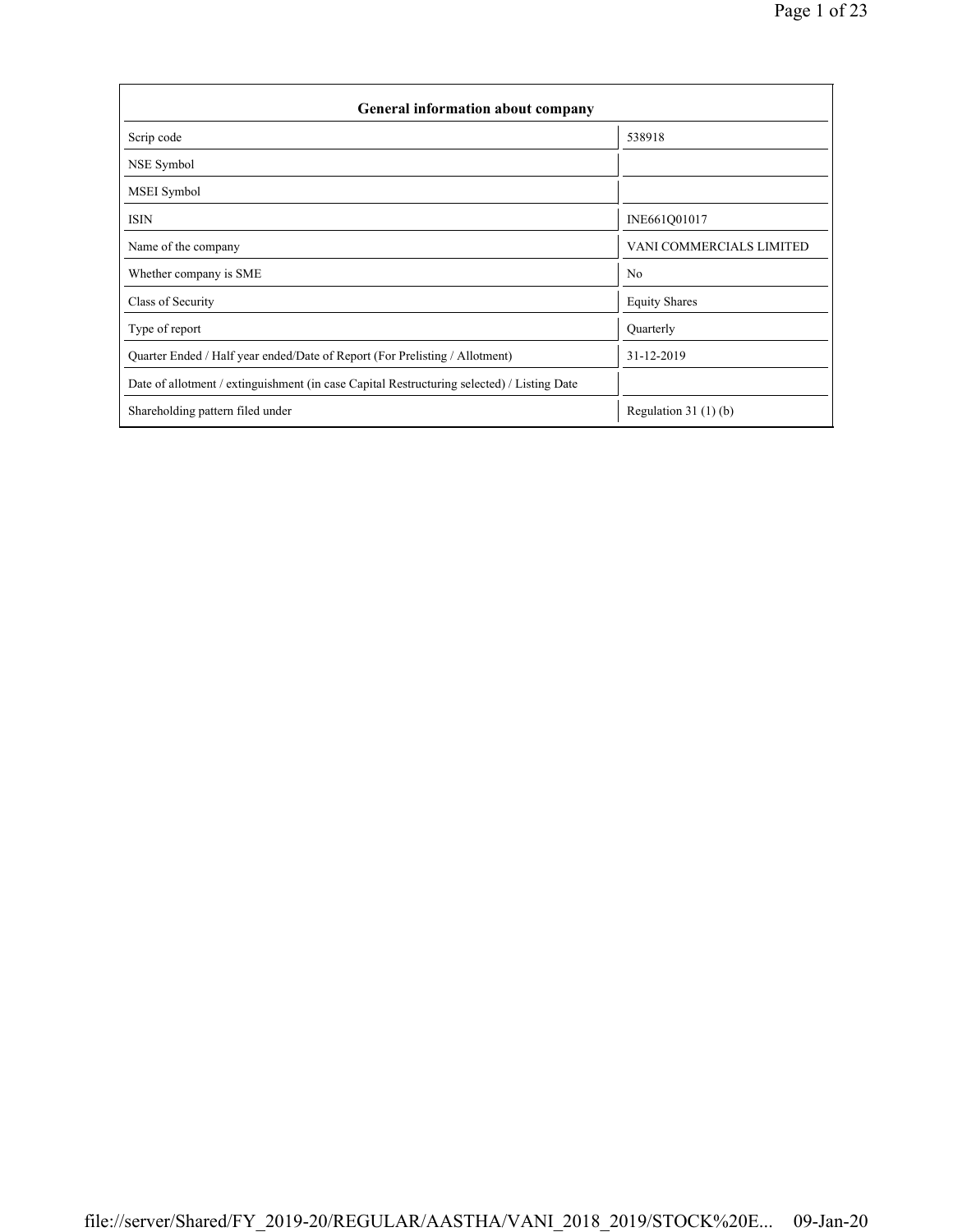| General information about company | |
|---|---|
| Scrip code | 538918 |
| NSE Symbol | |
| MSEI Symbol | |
| ISIN | INE661Q01017 |
| Name of the company | VANI COMMERCIALS LIMITED |
| Whether company is SME | No |
| Class of Security | Equity Shares |
| Type of report | Quarterly |
| Quarter Ended / Half year ended/Date of Report (For Prelisting / Allotment) | 31-12-2019 |
| Date of allotment / extinguishment (in case Capital Restructuring selected) / Listing Date | |
| Shareholding pattern filed under | Regulation 31 (1) (b) |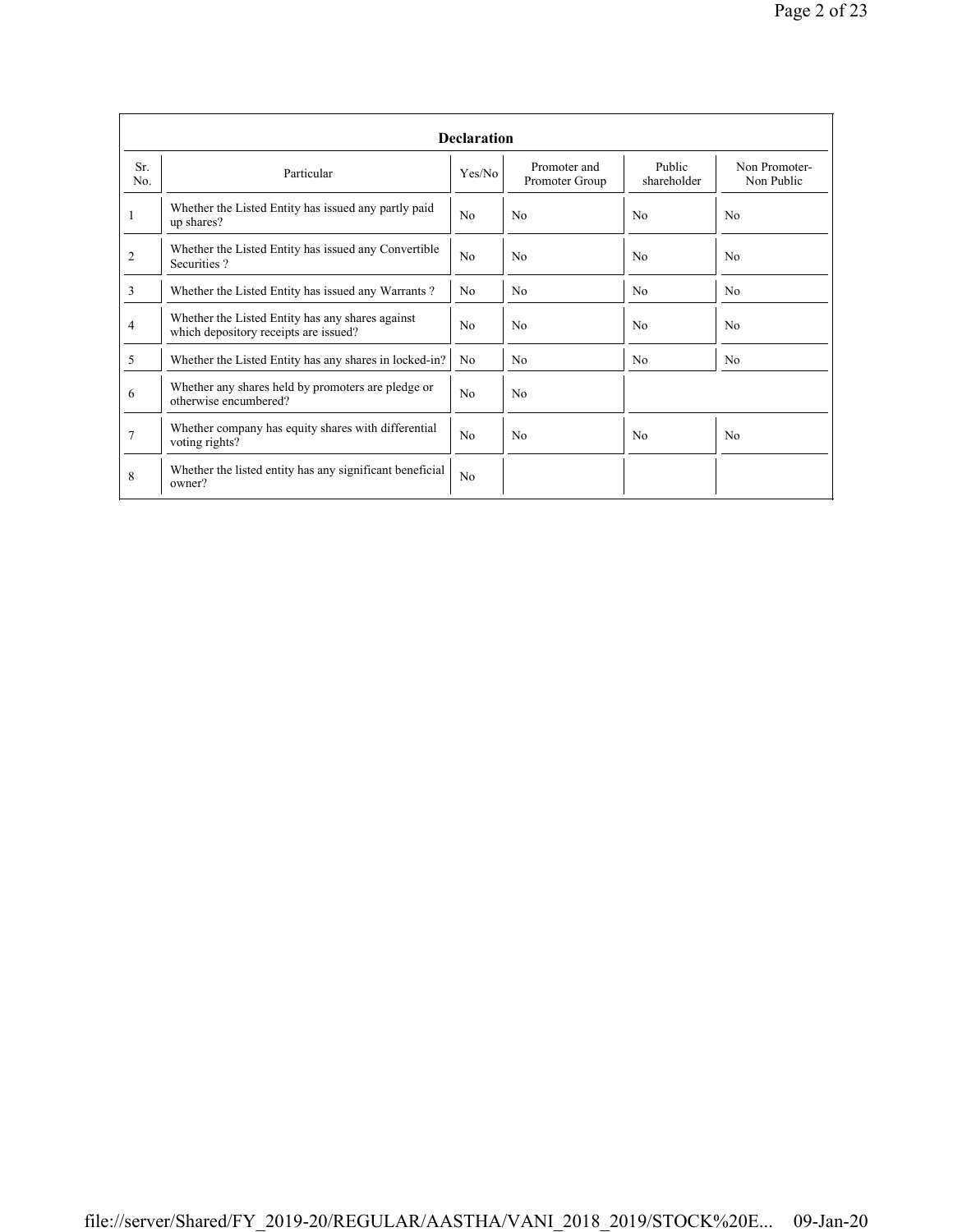**Declaration**

| Sr. No. | Particular | Yes/No | Promoter and Promoter Group | Public shareholder | Non Promoter- Non Public |
|---|---|---|---|---|---|
| 1 | Whether the Listed Entity has issued any partly paid up shares? | No | No | No | No |
| 2 | Whether the Listed Entity has issued any Convertible Securities ? | No | No | No | No |
| 3 | Whether the Listed Entity has issued any Warrants ? | No | No | No | No |
| 4 | Whether the Listed Entity has any shares against which depository receipts are issued? | No | No | No | No |
| 5 | Whether the Listed Entity has any shares in locked-in? | No | No | No | No |
| 6 | Whether any shares held by promoters are pledge or otherwise encumbered? | No | No | | |
| 7 | Whether company has equity shares with differential voting rights? | No | No | No | No |
| 8 | Whether the listed entity has any significant beneficial owner? | No | | | |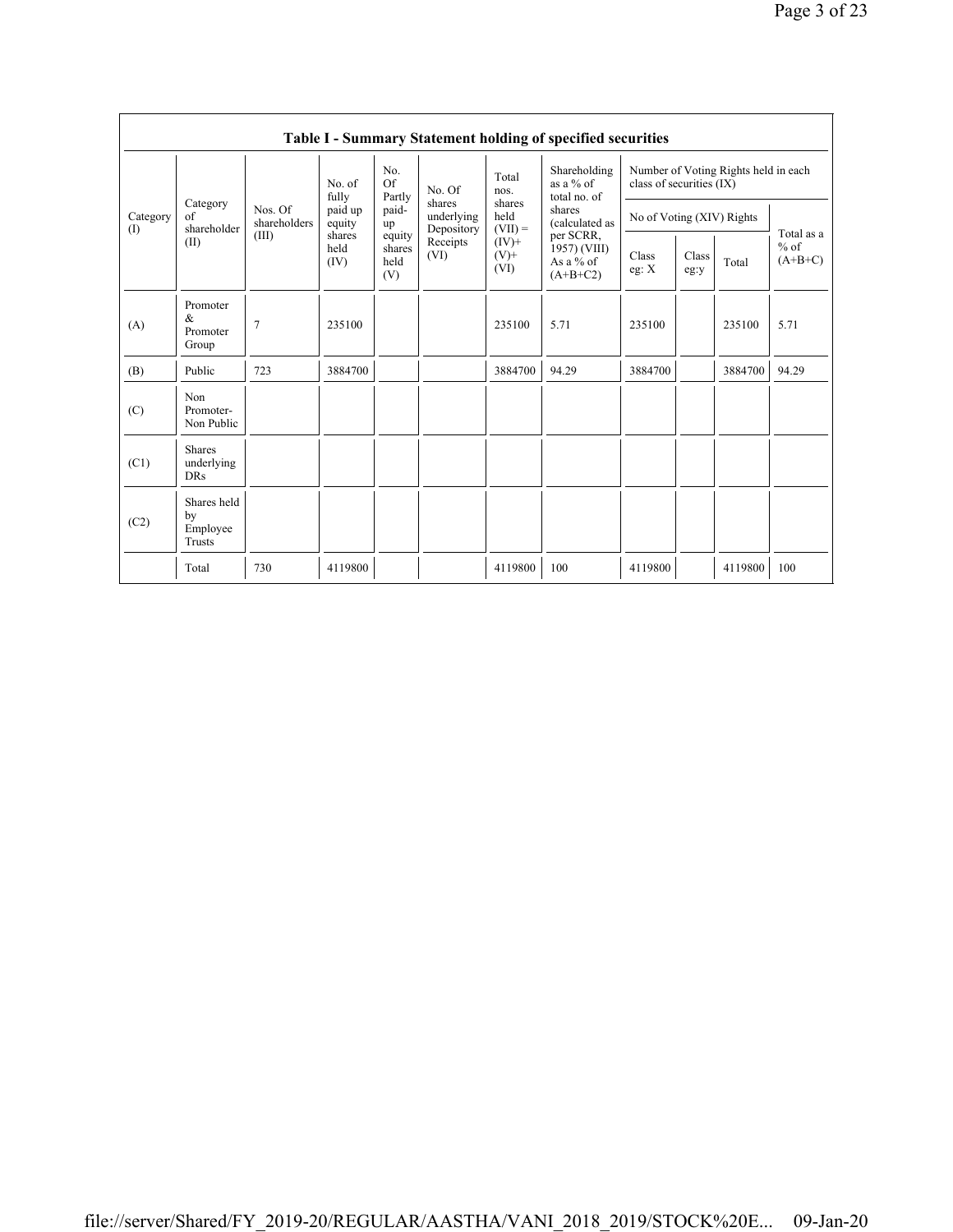**Table I - Summary Statement holding of specified securities**

| Category (I) | Category of shareholder (II) | Nos. Of shareholders (III) | No. of fully paid up equity shares held (IV) | No. Of Partly paid-up equity shares held (V) | No. Of shares underlying Depository Receipts (VI) | Total nos. shares held (VII) = (IV)+ (V)+ (VI) | Shareholding as a % of total no. of shares (calculated as per SCRR, 1957) (VIII) As a % of (A+B+C2) | Number of Voting Rights held in each class of securities (IX) | | | |
|---|---|---|---|---|---|---|---|---|---|---|---|
| | | | | | | | | No of Voting (XIV) Rights | | | Total as a % of (A+B+C) |
| | | | | | | | | Class eg: X | Class eg:y | Total | |
| (A) | Promoter & Promoter Group | 7 | 235100 | | | 235100 | 5.71 | 235100 | | 235100 | 5.71 |
| (B) | Public | 723 | 3884700 | | | 3884700 | 94.29 | 3884700 | | 3884700 | 94.29 |
| (C) | Non Promoter- Non Public | | | | | | | | | | |
| (C1) | Shares underlying DRs | | | | | | | | | | |
| (C2) | Shares held by Employee Trusts | | | | | | | | | | |
| | Total | 730 | 4119800 | | | 4119800 | 100 | 4119800 | | 4119800 | 100 |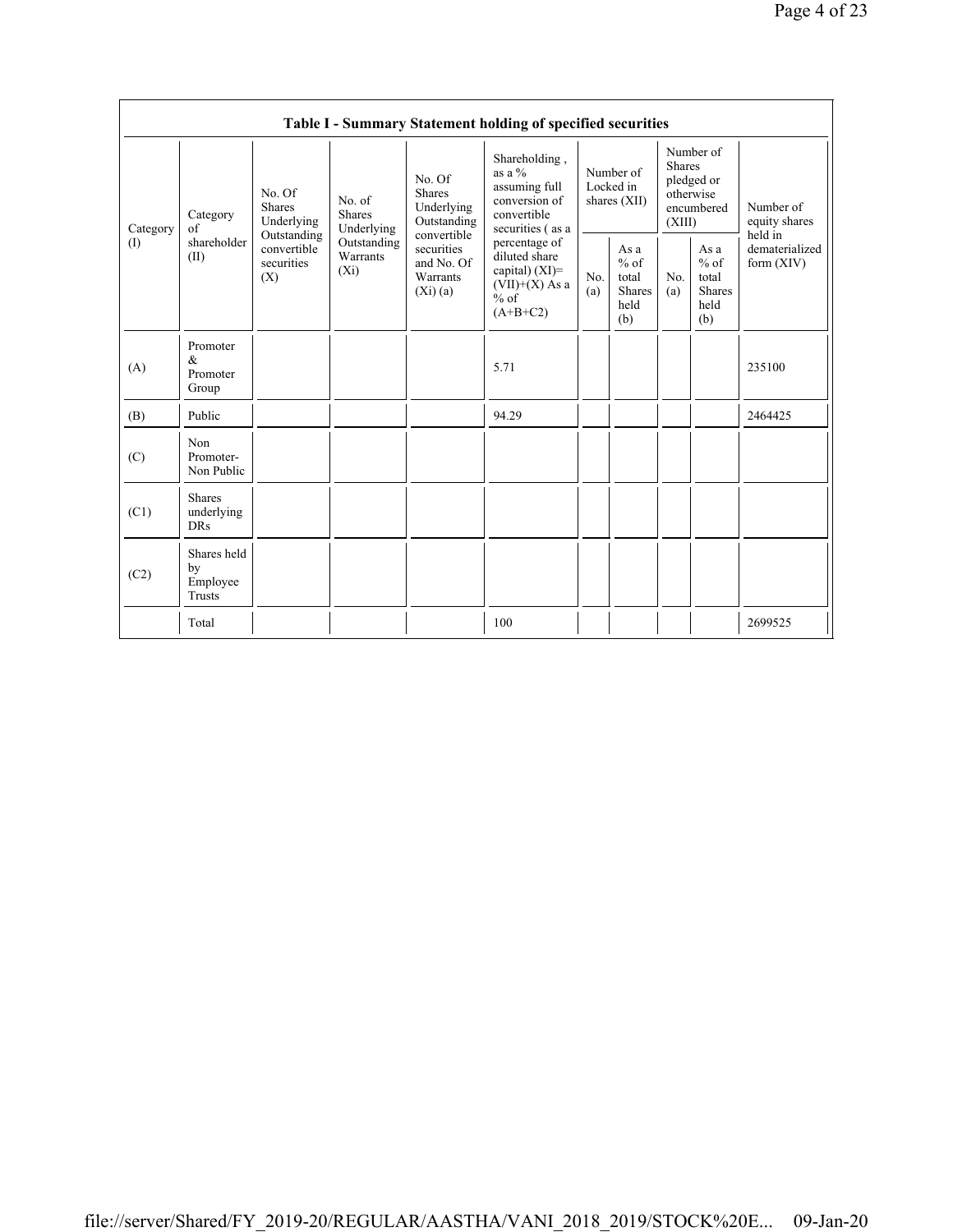**Table I - Summary Statement holding of specified securities**

| Category (I) | Category of shareholder (II) | No. Of Shares Underlying Outstanding convertible securities (X) | No. of Shares Underlying Outstanding Warrants (Xi) | No. Of Shares Underlying Outstanding convertible securities and No. Of Warrants (Xi) (a) | Shareholding , as a % assuming full conversion of convertible securities ( as a percentage of diluted share capital) (XI)= (VII)+(X) As a % of (A+B+C2) | Number of Locked in shares (XII) | | Number of Shares pledged or otherwise encumbered (XIII) | | Number of equity shares held in dematerialized form (XIV) |
|---|---|---|---|---|---|---|---|---|---|---|
| | | | | | | No. (a) | As a % of total Shares held (b) | No. (a) | As a % of total Shares held (b) | |
| (A) | Promoter & Promoter Group | | | | 5.71 | | | | | 235100 |
| (B) | Public | | | | 94.29 | | | | | 2464425 |
| (C) | Non Promoter- Non Public | | | | | | | | | |
| (C1) | Shares underlying DRs | | | | | | | | | |
| (C2) | Shares held by Employee Trusts | | | | | | | | | |
| | Total | | | | 100 | | | | | 2699525 |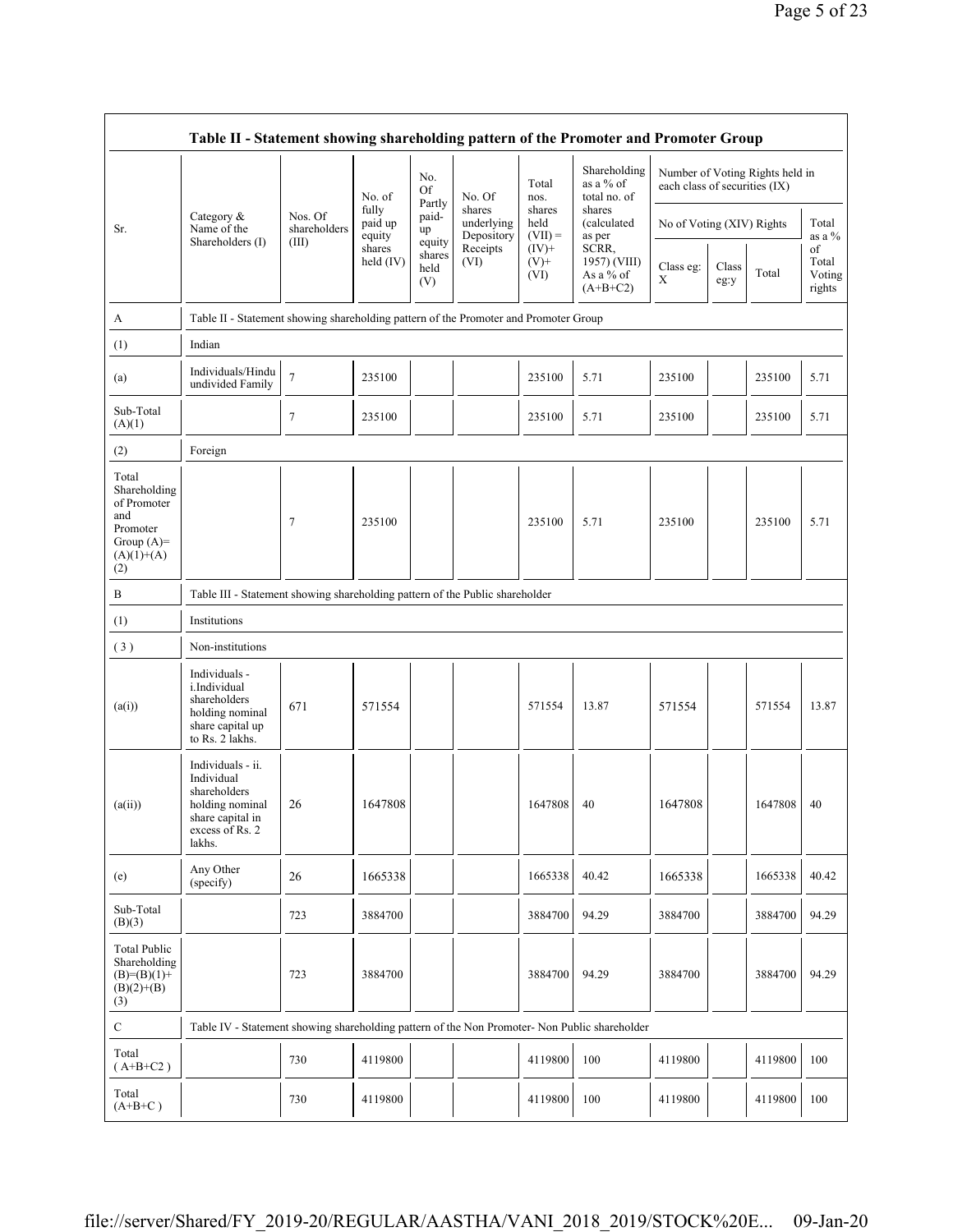| Table II - Statement showing shareholding pattern of the Promoter and Promoter Group | | | | | | | | | | | | |
|---|---|---|---|---|---|---|---|---|---|---|---|---|
| Sr. | Category & Name of the Shareholders (I) | Nos. Of shareholders (III) | No. of fully paid up equity shares held (IV) | No. Of Partly paid-up equity shares held (V) | No. Of shares underlying Depository Receipts (VI) | Total nos. shares held (VII) = (IV)+ (V)+ (VI) | Shareholding as a % of total no. of shares (calculated as per SCRR, 1957) (VIII) As a % of (A+B+C2) | Number of Voting Rights held in each class of securities (IX) | | | |
| | | | | | | | | No of Voting (XIV) Rights | | | Total as a % of Total Voting rights |
| | | | | | | | | Class eg: X | Class eg:y | Total | |
| A | Table II - Statement showing shareholding pattern of the Promoter and Promoter Group | | | | | | | | | | |
| (1) | Indian | | | | | | | | | | |
| (a) | Individuals/Hindu undivided Family | 7 | 235100 | | | 235100 | 5.71 | 235100 | | 235100 | 5.71 |
| Sub-Total (A)(1) | | 7 | 235100 | | | 235100 | 5.71 | 235100 | | 235100 | 5.71 |
| (2) | Foreign | | | | | | | | | | |
| Total Shareholding of Promoter and Promoter Group (A)= (A)(1)+(A)(2) | | 7 | 235100 | | | 235100 | 5.71 | 235100 | | 235100 | 5.71 |
| B | Table III - Statement showing shareholding pattern of the Public shareholder | | | | | | | | | | |
| (1) | Institutions | | | | | | | | | | |
| (3) | Non-institutions | | | | | | | | | | |
| (a(i)) | Individuals - i.Individual shareholders holding nominal share capital up to Rs. 2 lakhs. | 671 | 571554 | | | 571554 | 13.87 | 571554 | | 571554 | 13.87 |
| (a(ii)) | Individuals - ii. Individual shareholders holding nominal share capital in excess of Rs. 2 lakhs. | 26 | 1647808 | | | 1647808 | 40 | 1647808 | | 1647808 | 40 |
| (e) | Any Other (specify) | 26 | 1665338 | | | 1665338 | 40.42 | 1665338 | | 1665338 | 40.42 |
| Sub-Total (B)(3) | | 723 | 3884700 | | | 3884700 | 94.29 | 3884700 | | 3884700 | 94.29 |
| Total Public Shareholding (B)=(B)(1)+(B)(2)+(B)(3) | | 723 | 3884700 | | | 3884700 | 94.29 | 3884700 | | 3884700 | 94.29 |
| C | Table IV - Statement showing shareholding pattern of the Non Promoter- Non Public shareholder | | | | | | | | | | |
| Total ( A+B+C2 ) | | 730 | 4119800 | | | 4119800 | 100 | 4119800 | | 4119800 | 100 |
| Total (A+B+C ) | | 730 | 4119800 | | | 4119800 | 100 | 4119800 | | 4119800 | 100 |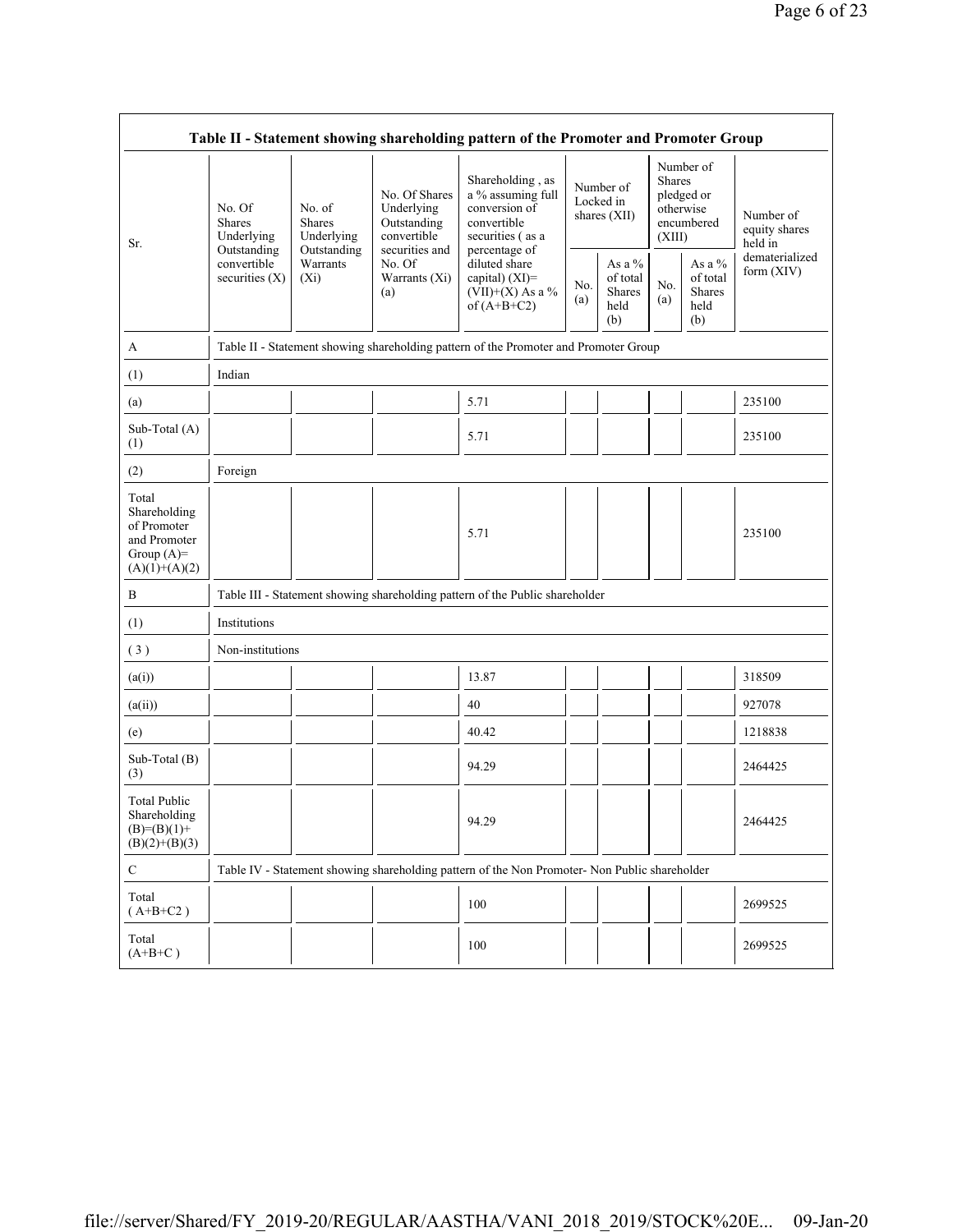| Table II - Statement showing shareholding pattern of the Promoter and Promoter Group | | | | | | | | | |
|---|---|---|---|---|---|---|---|---|---|
| Sr. | No. Of Shares Underlying Outstanding convertible securities (X) | No. of Shares Underlying Outstanding Warrants (Xi) | No. Of Shares Underlying Outstanding convertible securities and No. Of Warrants (Xi) (a) | Shareholding , as a % assuming full conversion of convertible securities ( as a percentage of diluted share capital) (XI)= (VII)+(X) As a % of (A+B+C2) | Number of Locked in shares (XII) | | Number of Shares pledged or otherwise encumbered (XIII) | | Number of equity shares held in dematerialized form (XIV) |
| | | | | | No. (a) | As a % of total Shares held (b) | No. (a) | As a % of total Shares held (b) | |
| A | Table II - Statement showing shareholding pattern of the Promoter and Promoter Group | | | | | | | | |
| (1) | Indian | | | | | | | | |
| (a) | | | | 5.71 | | | | | 235100 |
| Sub-Total (A) (1) | | | | 5.71 | | | | | 235100 |
| (2) | Foreign | | | | | | | | |
| Total Shareholding of Promoter and Promoter Group (A)= (A)(1)+(A)(2) | | | | 5.71 | | | | | 235100 |
| B | Table III - Statement showing shareholding pattern of the Public shareholder | | | | | | | | |
| (1) | Institutions | | | | | | | | |
| ( 3 ) | Non-institutions | | | | | | | | |
| (a(i)) | | | | 13.87 | | | | | 318509 |
| (a(ii)) | | | | 40 | | | | | 927078 |
| (e) | | | | 40.42 | | | | | 1218838 |
| Sub-Total (B) (3) | | | | 94.29 | | | | | 2464425 |
| Total Public Shareholding (B)=(B)(1)+ (B)(2)+(B)(3) | | | | 94.29 | | | | | 2464425 |
| C | Table IV - Statement showing shareholding pattern of the Non Promoter- Non Public shareholder | | | | | | | | |
| Total ( A+B+C2 ) | | | | 100 | | | | | 2699525 |
| Total (A+B+C ) | | | | 100 | | | | | 2699525 |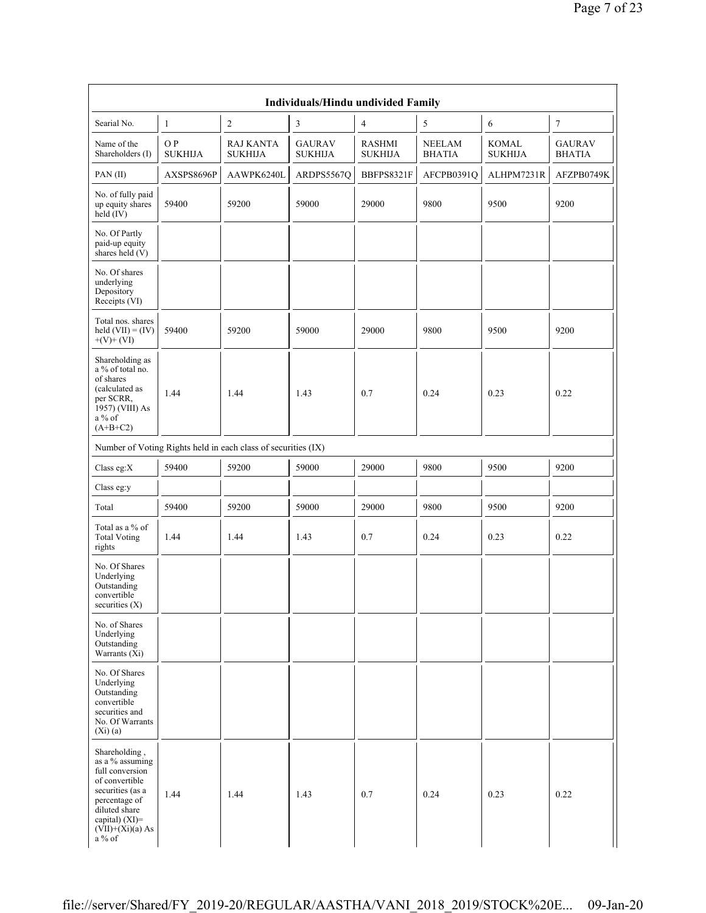| Individuals/Hindu undivided Family | | | | | | | |
|---|---|---|---|---|---|---|---|
| Searial No. | 1 | 2 | 3 | 4 | 5 | 6 | 7 |
| Name of the Shareholders (I) | O P SUKHIJA | RAJ KANTA SUKHIJA | GAURAV SUKHIJA | RASHMI SUKHIJA | NEELAM BHATIA | KOMAL SUKHIJA | GAURAV BHATIA |
| PAN (II) | AXSPS8696P | AAWPK6240L | ARDPS5567Q | BBFPS8321F | AFCPB0391Q | ALHPM7231R | AFZPB0749K |
| No. of fully paid up equity shares held (IV) | 59400 | 59200 | 59000 | 29000 | 9800 | 9500 | 9200 |
| No. Of Partly paid-up equity shares held (V) | | | | | | | |
| No. Of shares underlying Depository Receipts (VI) | | | | | | | |
| Total nos. shares held (VII) = (IV) +(V)+ (VI) | 59400 | 59200 | 59000 | 29000 | 9800 | 9500 | 9200 |
| Shareholding as a % of total no. of shares (calculated as per SCRR, 1957) (VIII) As a % of (A+B+C2) | 1.44 | 1.44 | 1.43 | 0.7 | 0.24 | 0.23 | 0.22 |
| Number of Voting Rights held in each class of securities (IX) | | | | | | | |
| Class eg:X | 59400 | 59200 | 59000 | 29000 | 9800 | 9500 | 9200 |
| Class eg:y | | | | | | | |
| Total | 59400 | 59200 | 59000 | 29000 | 9800 | 9500 | 9200 |
| Total as a % of Total Voting rights | 1.44 | 1.44 | 1.43 | 0.7 | 0.24 | 0.23 | 0.22 |
| No. Of Shares Underlying Outstanding convertible securities (X) | | | | | | | |
| No. of Shares Underlying Outstanding Warrants (Xi) | | | | | | | |
| No. Of Shares Underlying Outstanding convertible securities and No. Of Warrants (Xi) (a) | | | | | | | |
| Shareholding , as a % assuming full conversion of convertible securities (as a percentage of diluted share capital) (XI)= (VII)+(Xi)(a) As a % of | 1.44 | 1.44 | 1.43 | 0.7 | 0.24 | 0.23 | 0.22 |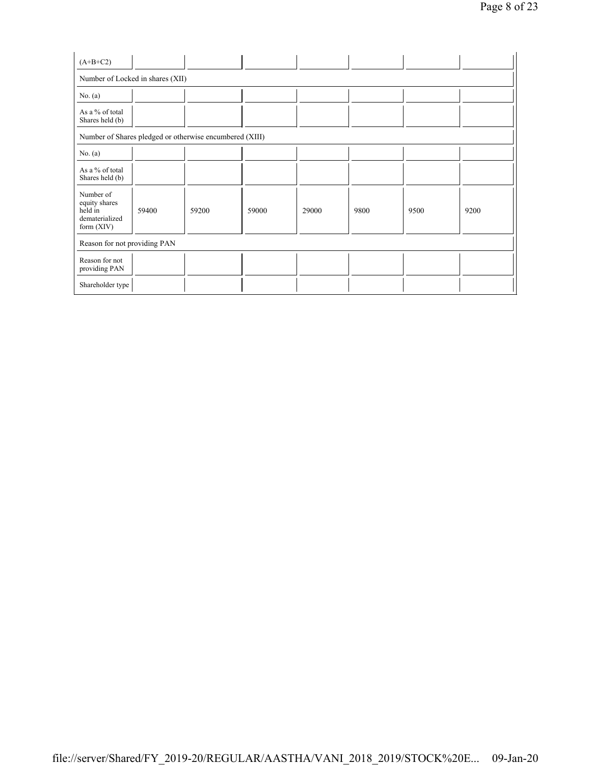| (A+B+C2) | | | | | | | |
|---|---|---|---|---|---|---|---|
| Number of Locked in shares (XII) | | | | | | | |
| No. (a) | | | | | | | |
| As a % of total Shares held (b) | | | | | | | |
| Number of Shares pledged or otherwise encumbered (XIII) | | | | | | | |
| No. (a) | | | | | | | |
| As a % of total Shares held (b) | | | | | | | |
| Number of equity shares held in dematerialized form (XIV) | 59400 | 59200 | 59000 | 29000 | 9800 | 9500 | 9200 |
| Reason for not providing PAN | | | | | | | |
| Reason for not providing PAN | | | | | | | |
| Shareholder type | | | | | | | |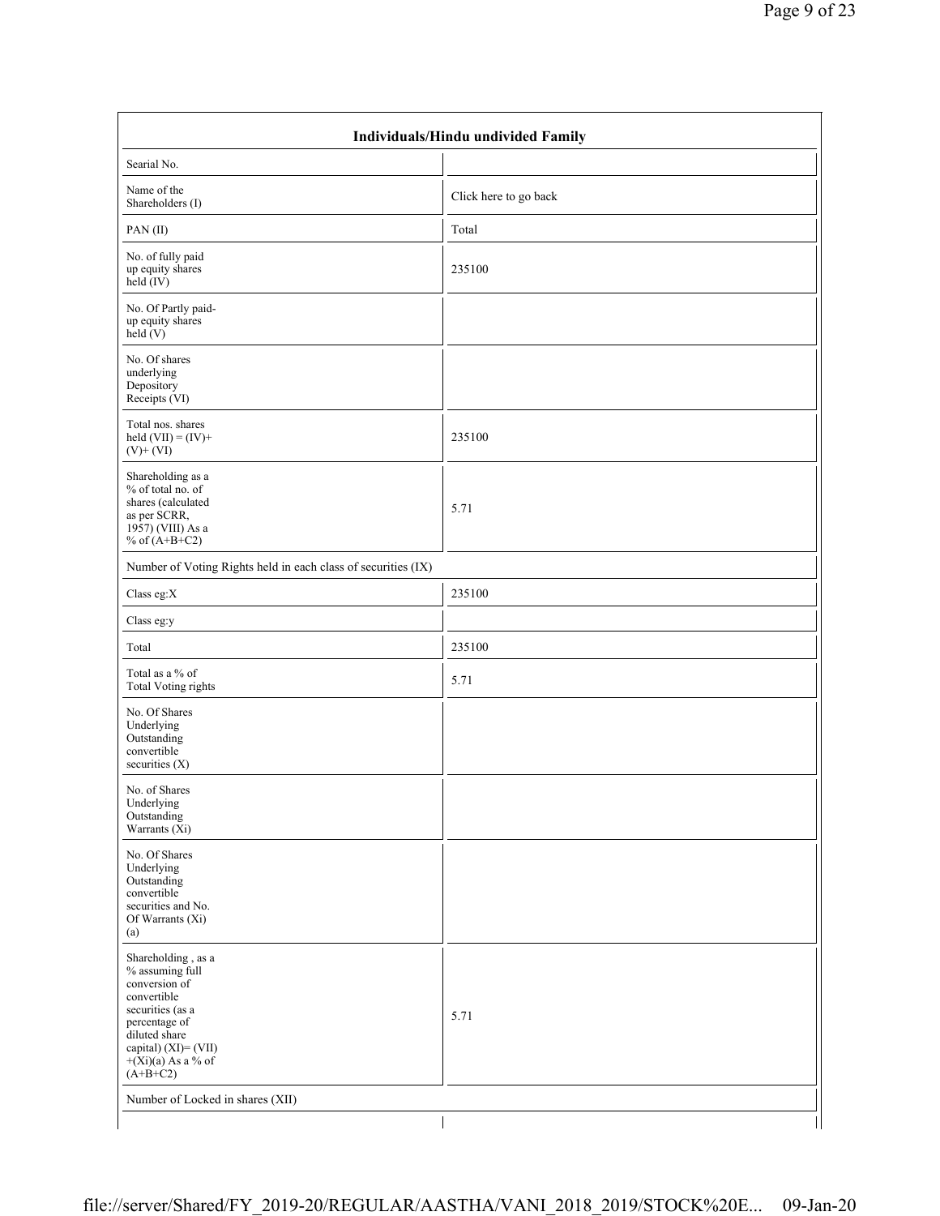| Individuals/Hindu undivided Family | |
|---|---|
| Searial No. | |
| Name of the Shareholders (I) | Click here to go back |
| PAN (II) | Total |
| No. of fully paid up equity shares held (IV) | 235100 |
| No. Of Partly paid-up equity shares held (V) | |
| No. Of shares underlying Depository Receipts (VI) | |
| Total nos. shares held (VII) = (IV)+(V)+ (VI) | 235100 |
| Shareholding as a % of total no. of shares (calculated as per SCRR, 1957) (VIII) As a % of (A+B+C2) | 5.71 |
| Number of Voting Rights held in each class of securities (IX) | |
| Class eg:X | 235100 |
| Class eg:y | |
| Total | 235100 |
| Total as a % of Total Voting rights | 5.71 |
| No. Of Shares Underlying Outstanding convertible securities (X) | |
| No. of Shares Underlying Outstanding Warrants (Xi) | |
| No. Of Shares Underlying Outstanding convertible securities and No. Of Warrants (Xi) (a) | |
| Shareholding , as a % assuming full conversion of convertible securities (as a percentage of diluted share capital) (XI)= (VII)+(Xi)(a) As a % of (A+B+C2) | 5.71 |
| Number of Locked in shares (XII) | |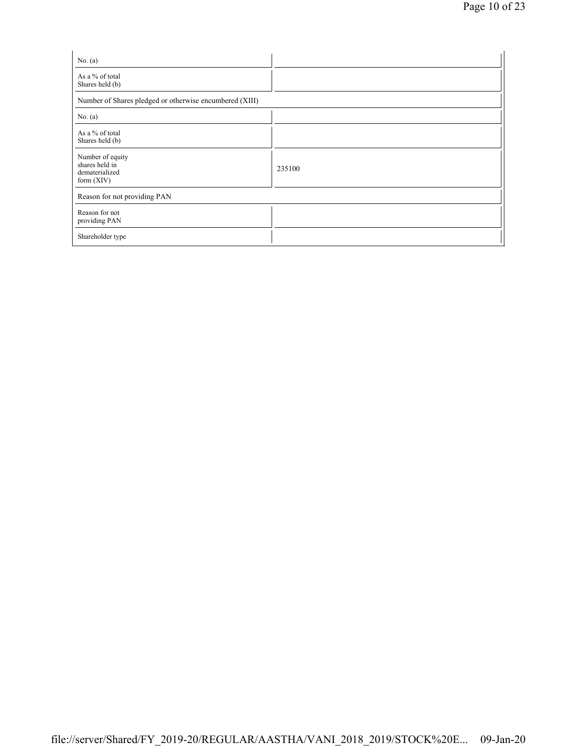| | |
|---|---|
| No. (a) | |
| As a % of total Shares held (b) | |
| Number of Shares pledged or otherwise encumbered (XIII) | |
| No. (a) | |
| As a % of total Shares held (b) | |
| Number of equity shares held in dematerialized form (XIV) | 235100 |
| Reason for not providing PAN | |
| Reason for not providing PAN | |
| Shareholder type | |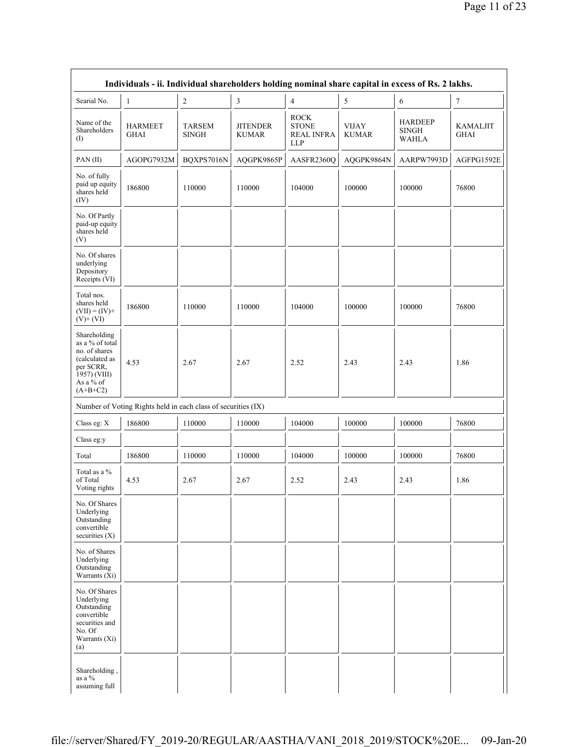| Individuals - ii. Individual shareholders holding nominal share capital in excess of Rs. 2 lakhs. | | | | | | | |
|---|---|---|---|---|---|---|---|
| Searial No. | 1 | 2 | 3 | 4 | 5 | 6 | 7 |
| Name of the Shareholders (I) | HARMEET GHAI | TARSEM SINGH | JITENDER KUMAR | ROCK STONE REAL INFRA LLP | VIJAY KUMAR | HARDEEP SINGH WAHLA | KAMALJIT GHAI |
| PAN (II) | AGOPG7932M | BQXPS7016N | AQGPK9865P | AASFR2360Q | AQGPK9864N | AARPW7993D | AGFPG1592E |
| No. of fully paid up equity shares held (IV) | 186800 | 110000 | 110000 | 104000 | 100000 | 100000 | 76800 |
| No. Of Partly paid-up equity shares held (V) | | | | | | | |
| No. Of shares underlying Depository Receipts (VI) | | | | | | | |
| Total nos. shares held (VII) = (IV)+ (V)+ (VI) | 186800 | 110000 | 110000 | 104000 | 100000 | 100000 | 76800 |
| Shareholding as a % of total no. of shares (calculated as per SCRR, 1957) (VIII) As a % of (A+B+C2) | 4.53 | 2.67 | 2.67 | 2.52 | 2.43 | 2.43 | 1.86 |
| Number of Voting Rights held in each class of securities (IX) | | | | | | | |
| Class eg: X | 186800 | 110000 | 110000 | 104000 | 100000 | 100000 | 76800 |
| Class eg:y | | | | | | | |
| Total | 186800 | 110000 | 110000 | 104000 | 100000 | 100000 | 76800 |
| Total as a % of Total Voting rights | 4.53 | 2.67 | 2.67 | 2.52 | 2.43 | 2.43 | 1.86 |
| No. Of Shares Underlying Outstanding convertible securities (X) | | | | | | | |
| No. of Shares Underlying Outstanding Warrants (Xi) | | | | | | | |
| No. Of Shares Underlying Outstanding convertible securities and No. Of Warrants (Xi) (a) | | | | | | | |
| Shareholding , as a % assuming full | | | | | | | |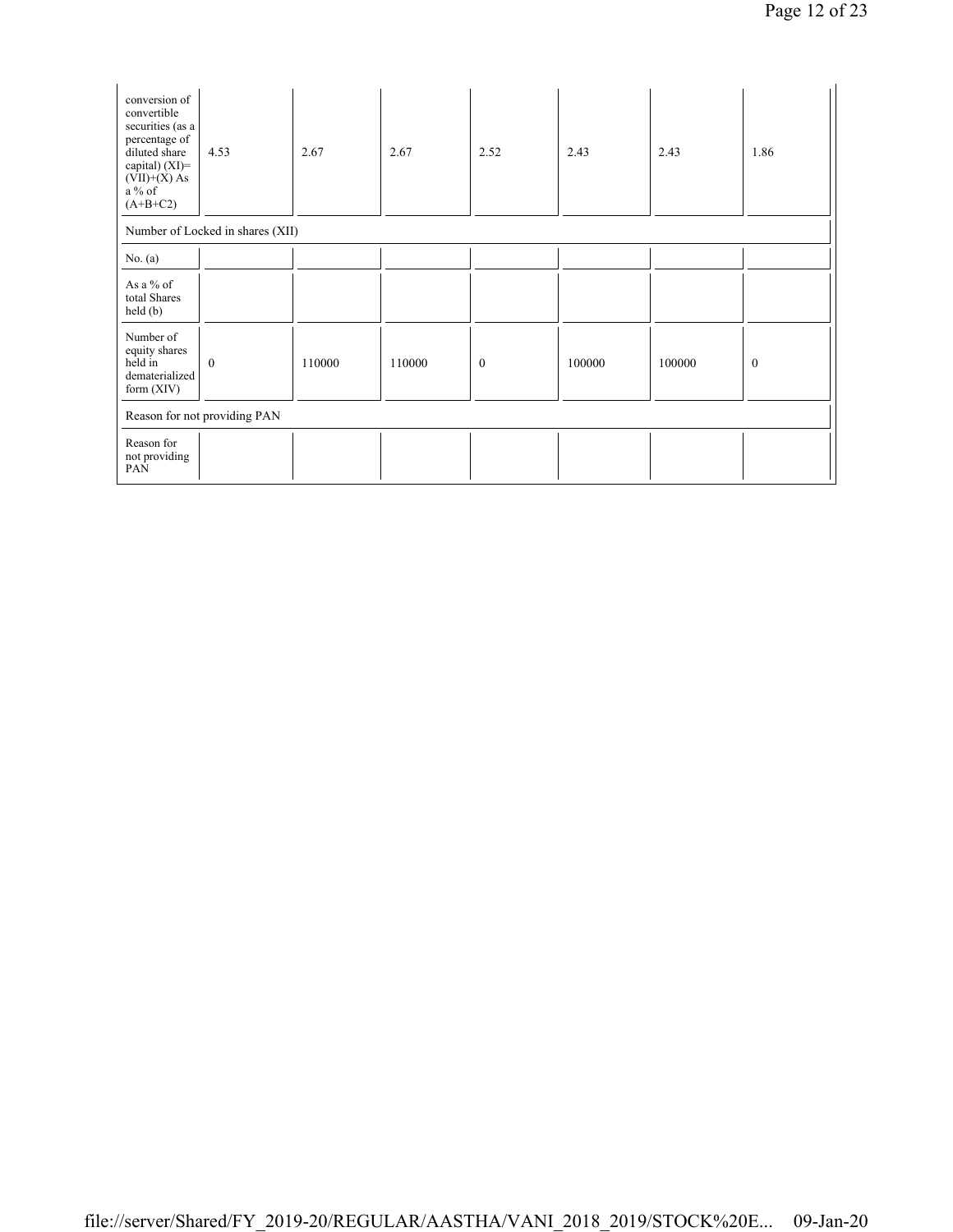| | | | | | | | |
|---|---|---|---|---|---|---|---|
| conversion of convertible securities (as a percentage of diluted share capital) (XI)= (VII)+(X) As a % of (A+B+C2) | 4.53 | 2.67 | 2.67 | 2.52 | 2.43 | 2.43 | 1.86 |
| Number of Locked in shares (XII) | | | | | | | |
| No. (a) | | | | | | | |
| As a % of total Shares held (b) | | | | | | | |
| Number of equity shares held in dematerialized form (XIV) | 0 | 110000 | 110000 | 0 | 100000 | 100000 | 0 |
| Reason for not providing PAN | | | | | | | |
| Reason for not providing PAN | | | | | | | |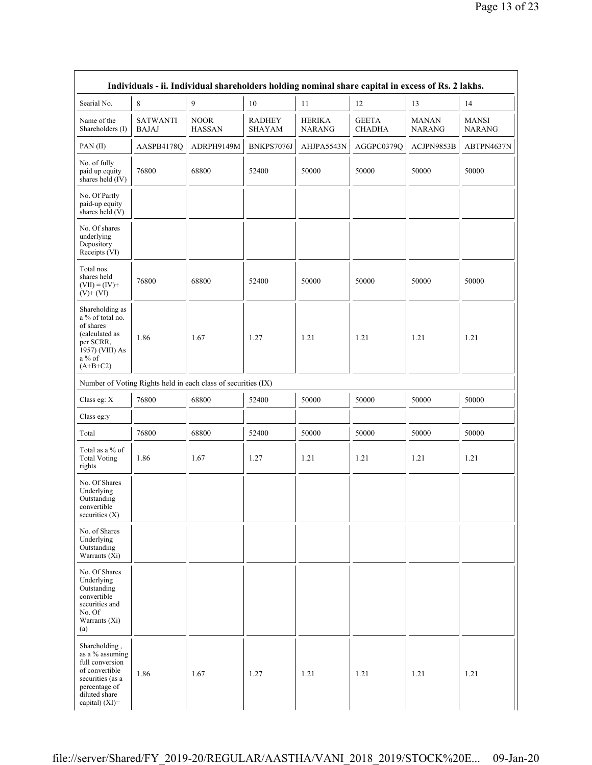| Individuals - ii. Individual shareholders holding nominal share capital in excess of Rs. 2 lakhs. | | | | | | | |
|---|---|---|---|---|---|---|---|
| Searial No. | 8 | 9 | 10 | 11 | 12 | 13 | 14 |
| Name of the Shareholders (I) | SATWANTI BAJAJ | NOOR HASSAN | RADHEY SHAYAM | HERIKA NARANG | GEETA CHADHA | MANAN NARANG | MANSI NARANG |
| PAN (II) | AASPB4178Q | ADRPH9149M | BNKPS7076J | AHJPA5543N | AGGPC0379Q | ACJPN9853B | ABTPN4637N |
| No. of fully paid up equity shares held (IV) | 76800 | 68800 | 52400 | 50000 | 50000 | 50000 | 50000 |
| No. Of Partly paid-up equity shares held (V) | | | | | | | |
| No. Of shares underlying Depository Receipts (VI) | | | | | | | |
| Total nos. shares held (VII) = (IV)+ (V)+ (VI) | 76800 | 68800 | 52400 | 50000 | 50000 | 50000 | 50000 |
| Shareholding as a % of total no. of shares (calculated as per SCRR, 1957) (VIII) As a % of (A+B+C2) | 1.86 | 1.67 | 1.27 | 1.21 | 1.21 | 1.21 | 1.21 |
| Number of Voting Rights held in each class of securities (IX) | | | | | | | |
| Class eg: X | 76800 | 68800 | 52400 | 50000 | 50000 | 50000 | 50000 |
| Class eg:y | | | | | | | |
| Total | 76800 | 68800 | 52400 | 50000 | 50000 | 50000 | 50000 |
| Total as a % of Total Voting rights | 1.86 | 1.67 | 1.27 | 1.21 | 1.21 | 1.21 | 1.21 |
| No. Of Shares Underlying Outstanding convertible securities (X) | | | | | | | |
| No. of Shares Underlying Outstanding Warrants (Xi) | | | | | | | |
| No. Of Shares Underlying Outstanding convertible securities and No. Of Warrants (Xi) (a) | | | | | | | |
| Shareholding , as a % assuming full conversion of convertible securities (as a percentage of diluted share capital) (XI)= | 1.86 | 1.67 | 1.27 | 1.21 | 1.21 | 1.21 | 1.21 |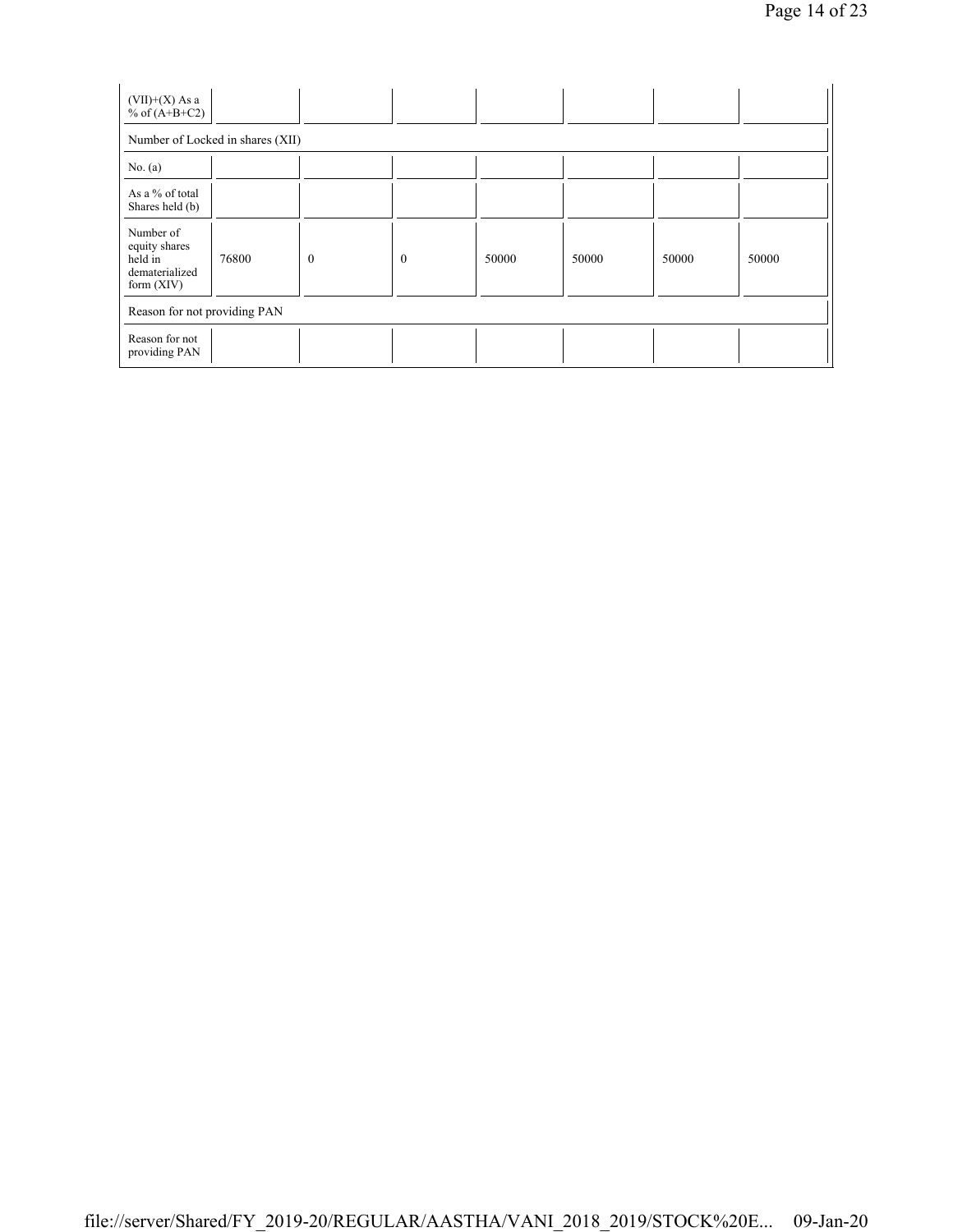| (VII)+(X) As a % of (A+B+C2) | | | | | | | |
|---|---|---|---|---|---|---|---|
| Number of Locked in shares (XII) | | | | | | | |
| No. (a) | | | | | | | |
| As a % of total Shares held (b) | | | | | | | |
| Number of equity shares held in dematerialized form (XIV) | 76800 | 0 | 0 | 50000 | 50000 | 50000 | 50000 |
| Reason for not providing PAN | | | | | | | |
| Reason for not providing PAN | | | | | | | |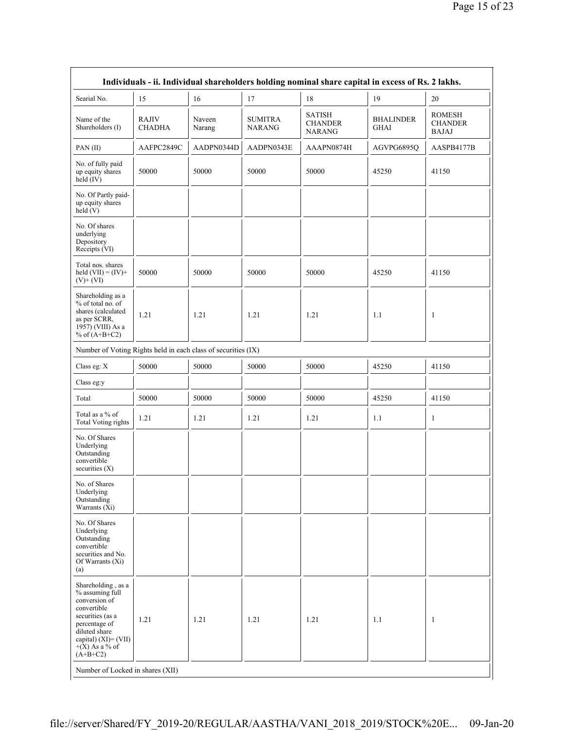| Individuals - ii. Individual shareholders holding nominal share capital in excess of Rs. 2 lakhs. | | | | | | |
|---|---|---|---|---|---|---|
| Searial No. | 15 | 16 | 17 | 18 | 19 | 20 |
| Name of the Shareholders (I) | RAJIV CHADHA | Naveen Narang | SUMITRA NARANG | SATISH CHANDER NARANG | BHALINDER GHAI | ROMESH CHANDER BAJAJ |
| PAN (II) | AAFPC2849C | AADPN0344D | AADPN0343E | AAAPN0874H | AGVPG6895Q | AASPB4177B |
| No. of fully paid up equity shares held (IV) | 50000 | 50000 | 50000 | 50000 | 45250 | 41150 |
| No. Of Partly paid-up equity shares held (V) | | | | | | |
| No. Of shares underlying Depository Receipts (VI) | | | | | | |
| Total nos. shares held (VII) = (IV)+ (V)+ (VI) | 50000 | 50000 | 50000 | 50000 | 45250 | 41150 |
| Shareholding as a % of total no. of shares (calculated as per SCRR, 1957) (VIII) As a % of (A+B+C2) | 1.21 | 1.21 | 1.21 | 1.21 | 1.1 | 1 |
| Number of Voting Rights held in each class of securities (IX) | | | | | | |
| Class eg: X | 50000 | 50000 | 50000 | 50000 | 45250 | 41150 |
| Class eg:y | | | | | | |
| Total | 50000 | 50000 | 50000 | 50000 | 45250 | 41150 |
| Total as a % of Total Voting rights | 1.21 | 1.21 | 1.21 | 1.21 | 1.1 | 1 |
| No. Of Shares Underlying Outstanding convertible securities (X) | | | | | | |
| No. of Shares Underlying Outstanding Warrants (Xi) | | | | | | |
| No. Of Shares Underlying Outstanding convertible securities and No. Of Warrants (Xi) (a) | | | | | | |
| Shareholding , as a % assuming full conversion of convertible securities (as a percentage of diluted share capital) (XI)= (VII) +(X) As a % of (A+B+C2) | 1.21 | 1.21 | 1.21 | 1.21 | 1.1 | 1 |
| Number of Locked in shares (XII) | | | | | | |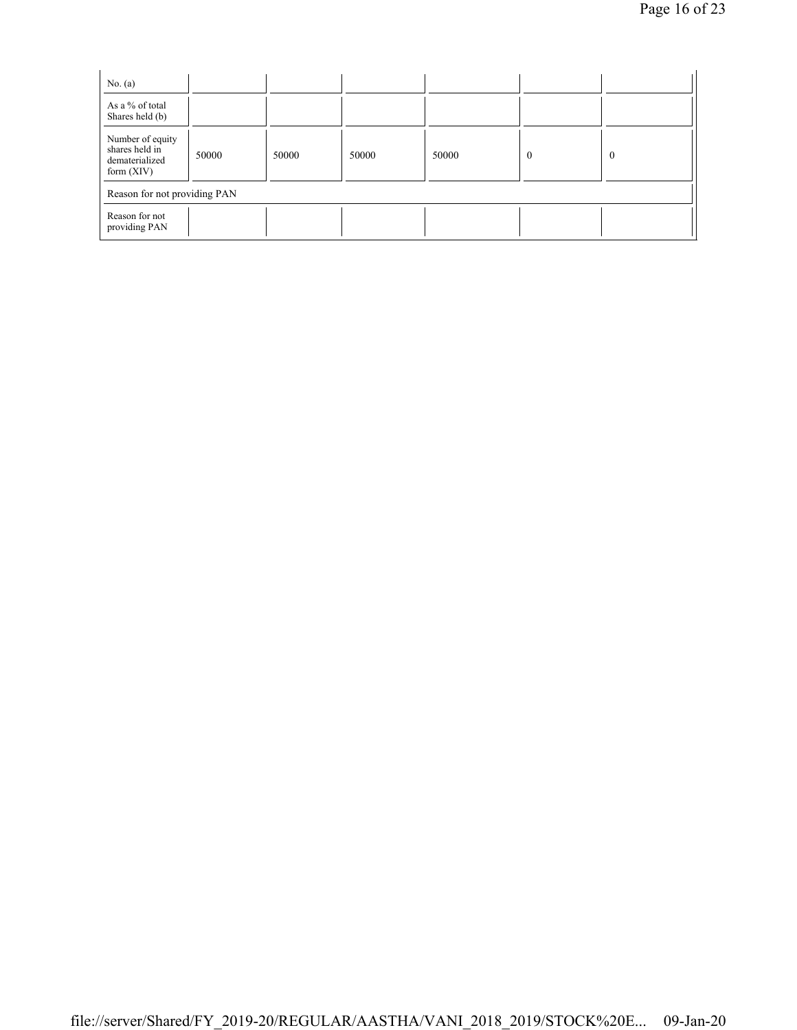| No. (a) | | | | | | |
|---|---|---|---|---|---|---|
| As a % of total Shares held (b) | | | | | | |
| Number of equity shares held in dematerialized form (XIV) | 50000 | 50000 | 50000 | 50000 | 0 | 0 |
| Reason for not providing PAN | | | | | | |
| Reason for not providing PAN | | | | | | |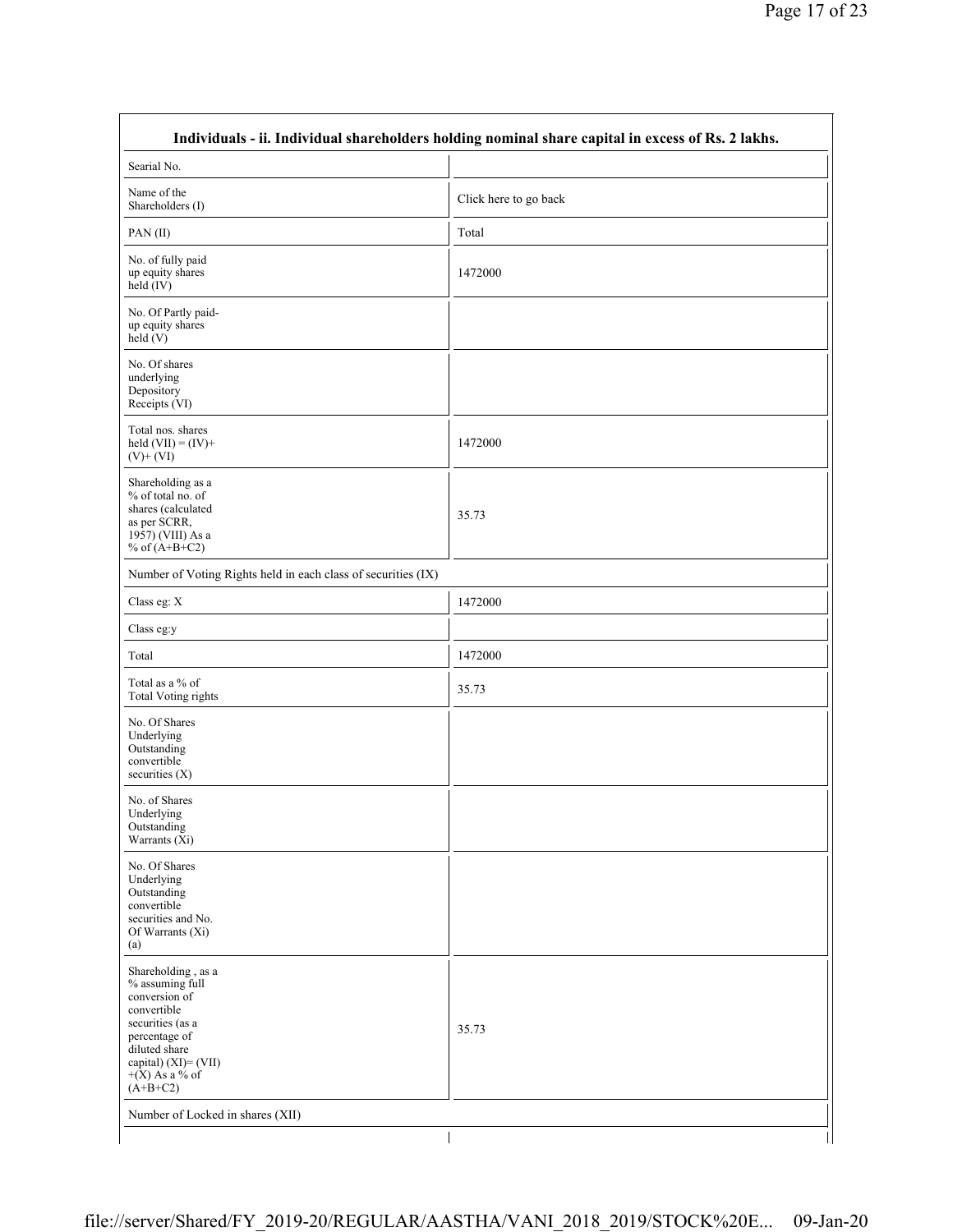| Individuals - ii. Individual shareholders holding nominal share capital in excess of Rs. 2 lakhs. | |
|---|---|
| Searial No. | |
| Name of the Shareholders (I) | Click here to go back |
| PAN (II) | Total |
| No. of fully paid up equity shares held (IV) | 1472000 |
| No. Of Partly paid-up equity shares held (V) | |
| No. Of shares underlying Depository Receipts (VI) | |
| Total nos. shares held (VII) = (IV)+ (V)+ (VI) | 1472000 |
| Shareholding as a % of total no. of shares (calculated as per SCRR, 1957) (VIII) As a % of (A+B+C2) | 35.73 |
| Number of Voting Rights held in each class of securities (IX) | |
| Class eg: X | 1472000 |
| Class eg:y | |
| Total | 1472000 |
| Total as a % of Total Voting rights | 35.73 |
| No. Of Shares Underlying Outstanding convertible securities (X) | |
| No. of Shares Underlying Outstanding Warrants (Xi) | |
| No. Of Shares Underlying Outstanding convertible securities and No. Of Warrants (Xi) (a) | |
| Shareholding , as a % assuming full conversion of convertible securities (as a percentage of diluted share capital) (XI)= (VII) +(X) As a % of (A+B+C2) | 35.73 |
| Number of Locked in shares (XII) | |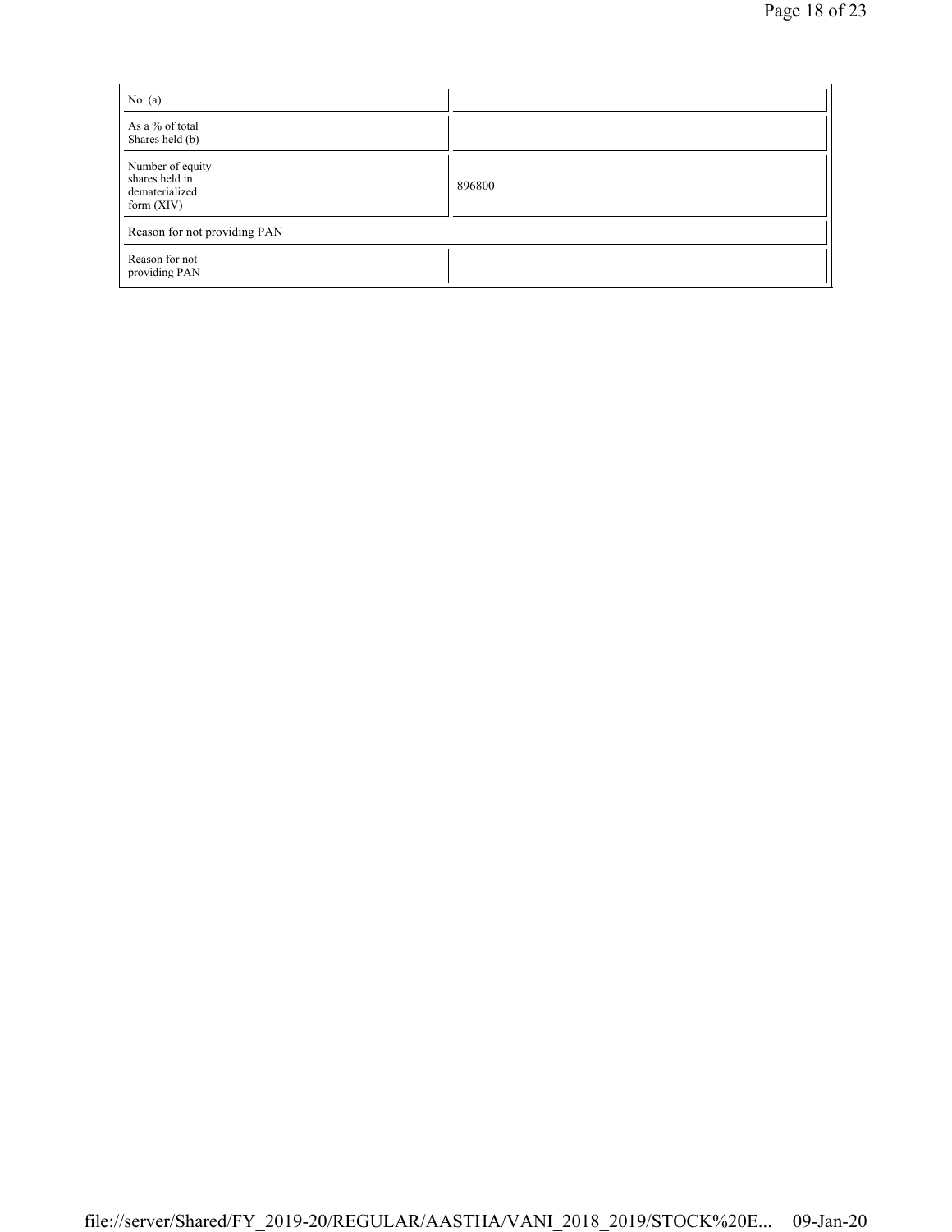| | |
|---|---|
| No. (a) | |
| As a % of total Shares held (b) | |
| Number of equity shares held in dematerialized form (XIV) | 896800 |
| Reason for not providing PAN | |
| Reason for not providing PAN | |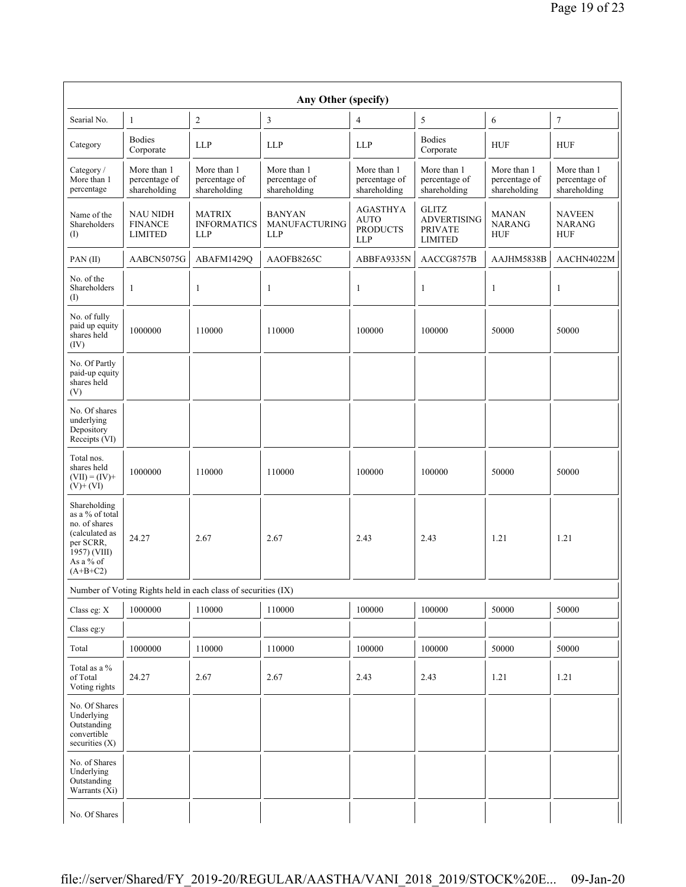| Any Other (specify) | | | | | | | |
|---|---|---|---|---|---|---|---|
| Searial No. | 1 | 2 | 3 | 4 | 5 | 6 | 7 |
| Category | Bodies Corporate | LLP | LLP | LLP | Bodies Corporate | HUF | HUF |
| Category / More than 1 percentage | More than 1 percentage of shareholding | More than 1 percentage of shareholding | More than 1 percentage of shareholding | More than 1 percentage of shareholding | More than 1 percentage of shareholding | More than 1 percentage of shareholding | More than 1 percentage of shareholding |
| Name of the Shareholders (I) | NAU NIDH FINANCE LIMITED | MATRIX INFORMATICS LLP | BANYAN MANUFACTURING LLP | AGASTHYA AUTO PRODUCTS LLP | GLITZ ADVERTISING PRIVATE LIMITED | MANAN NARANG HUF | NAVEEN NARANG HUF |
| PAN (II) | AABCN5075G | ABAFM1429Q | AAOFB8265C | ABBFA9335N | AACCG8757B | AAJHM5838B | AACHN4022M |
| No. of the Shareholders (I) | 1 | 1 | 1 | 1 | 1 | 1 | 1 |
| No. of fully paid up equity shares held (IV) | 1000000 | 110000 | 110000 | 100000 | 100000 | 50000 | 50000 |
| No. Of Partly paid-up equity shares held (V) | | | | | | | |
| No. Of shares underlying Depository Receipts (VI) | | | | | | | |
| Total nos. shares held (VII) = (IV)+ (V)+ (VI) | 1000000 | 110000 | 110000 | 100000 | 100000 | 50000 | 50000 |
| Shareholding as a % of total no. of shares (calculated as per SCRR, 1957) (VIII) As a % of (A+B+C2) | 24.27 | 2.67 | 2.67 | 2.43 | 2.43 | 1.21 | 1.21 |
| Number of Voting Rights held in each class of securities (IX) | | | | | | | |
| Class eg: X | 1000000 | 110000 | 110000 | 100000 | 100000 | 50000 | 50000 |
| Class eg:y | | | | | | | |
| Total | 1000000 | 110000 | 110000 | 100000 | 100000 | 50000 | 50000 |
| Total as a % of Total Voting rights | 24.27 | 2.67 | 2.67 | 2.43 | 2.43 | 1.21 | 1.21 |
| No. Of Shares Underlying Outstanding convertible securities (X) | | | | | | | |
| No. of Shares Underlying Outstanding Warrants (Xi) | | | | | | | |
| No. Of Shares | | | | | | | |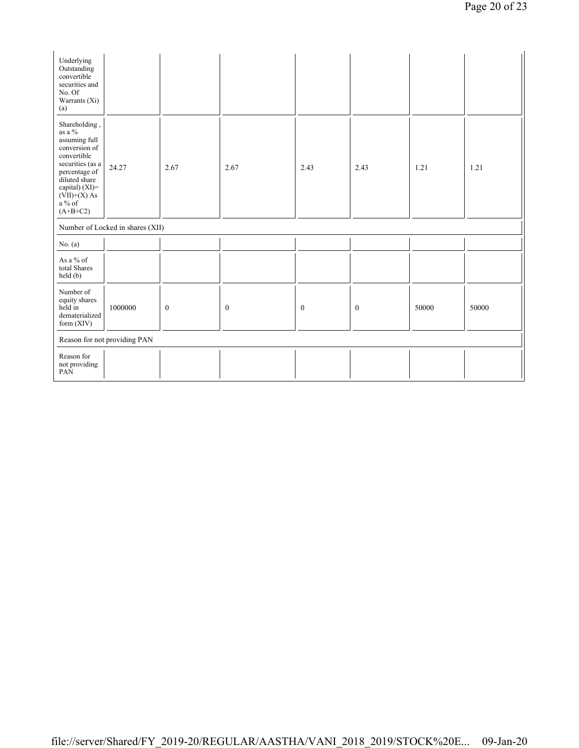| | | | | | | | |
|---|---|---|---|---|---|---|---|
| Underlying Outstanding convertible securities and No. Of Warrants (Xi) (a) | | | | | | | |
| Shareholding , as a % assuming full conversion of convertible securities (as a percentage of diluted share capital) (XI)= (VII)+(X) As a % of (A+B+C2) | 24.27 | 2.67 | 2.67 | 2.43 | 2.43 | 1.21 | 1.21 |
| Number of Locked in shares (XII) | | | | | | | |
| No. (a) | | | | | | | |
| As a % of total Shares held (b) | | | | | | | |
| Number of equity shares held in dematerialized form (XIV) | 1000000 | 0 | 0 | 0 | 0 | 50000 | 50000 |
| Reason for not providing PAN | | | | | | | |
| Reason for not providing PAN | | | | | | | |

file://server/Shared/FY_2019-20/REGULAR/AASTHA/VANI_2018_2019/STOCK%20E... 09-Jan-20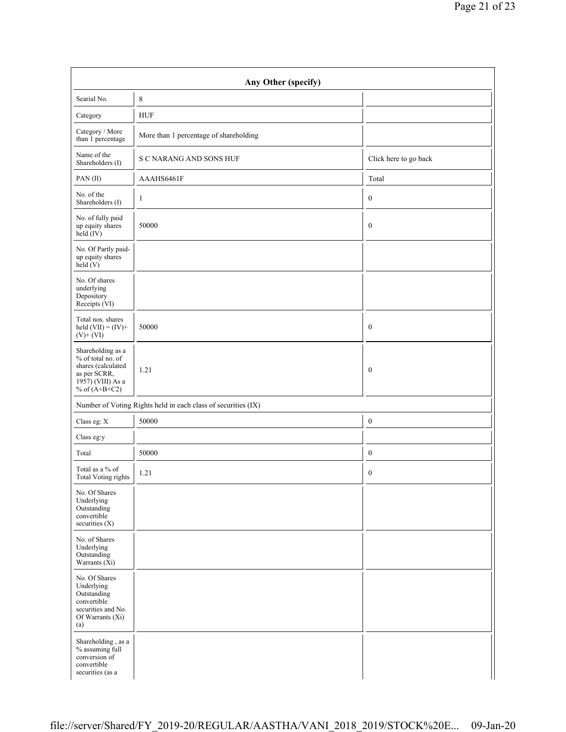| Any Other (specify) | | |
|---|---|---|
| Searial No. | 8 | |
| Category | HUF | |
| Category / More than 1 percentage | More than 1 percentage of shareholding | |
| Name of the Shareholders (I) | S C NARANG AND SONS HUF | Click here to go back |
| PAN (II) | AAAHS6461F | Total |
| No. of the Shareholders (I) | 1 | 0 |
| No. of fully paid up equity shares held (IV) | 50000 | 0 |
| No. Of Partly paid-up equity shares held (V) | | |
| No. Of shares underlying Depository Receipts (VI) | | |
| Total nos. shares held (VII) = (IV)+ (V)+ (VI) | 50000 | 0 |
| Shareholding as a % of total no. of shares (calculated as per SCRR, 1957) (VIII) As a % of (A+B+C2) | 1.21 | 0 |
| Number of Voting Rights held in each class of securities (IX) | | |
| Class eg: X | 50000 | 0 |
| Class eg:y | | |
| Total | 50000 | 0 |
| Total as a % of Total Voting rights | 1.21 | 0 |
| No. Of Shares Underlying Outstanding convertible securities (X) | | |
| No. of Shares Underlying Outstanding Warrants (Xi) | | |
| No. Of Shares Underlying Outstanding convertible securities and No. Of Warrants (Xi) (a) | | |
| Shareholding , as a % assuming full conversion of convertible securities (as a | | |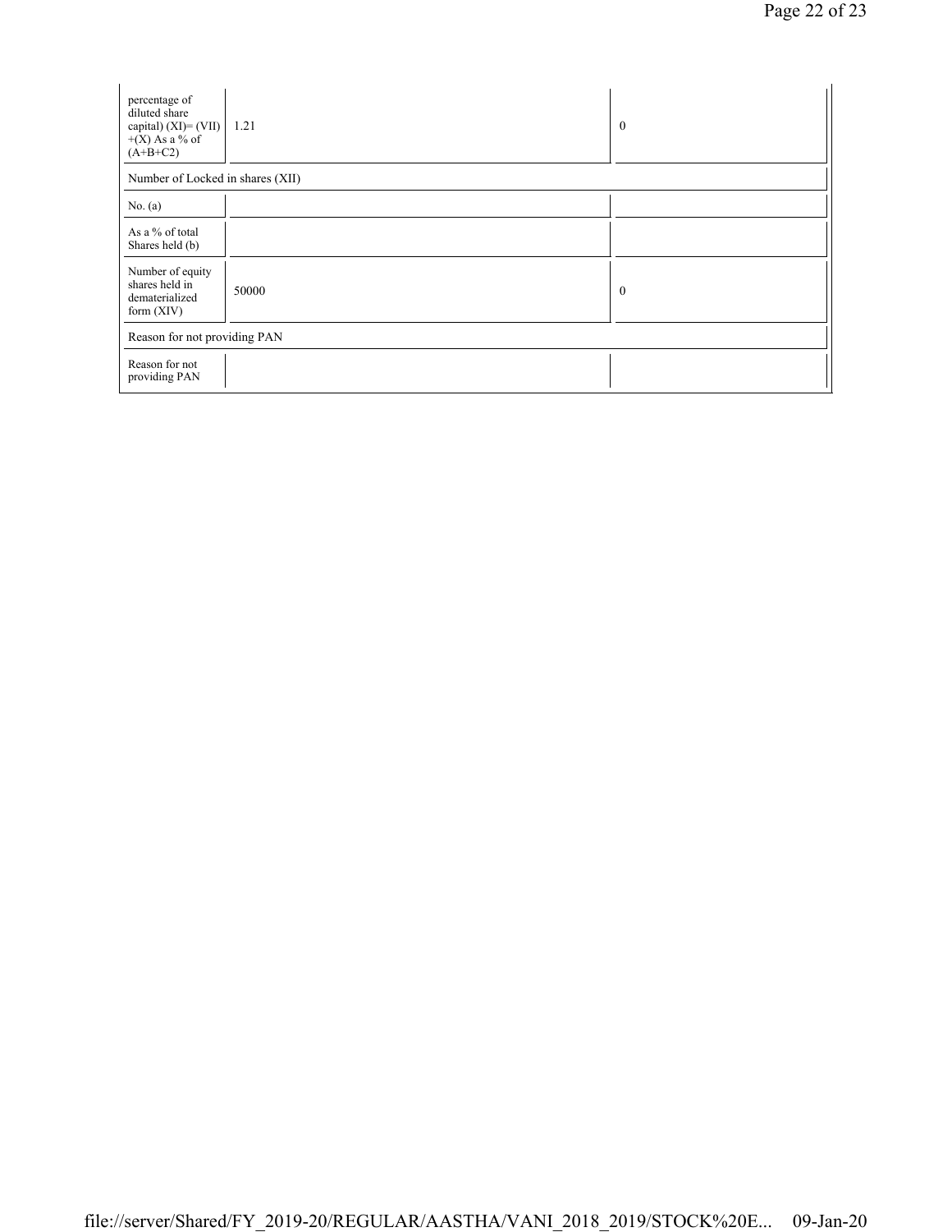| | | |
|---|---|---|
| percentage of diluted share capital) (XI)= (VII) +(X) As a % of (A+B+C2) | 1.21 | 0 |
| Number of Locked in shares (XII) | | |
| No. (a) | | |
| As a % of total Shares held (b) | | |
| Number of equity shares held in dematerialized form (XIV) | 50000 | 0 |
| Reason for not providing PAN | | |
| Reason for not providing PAN | | |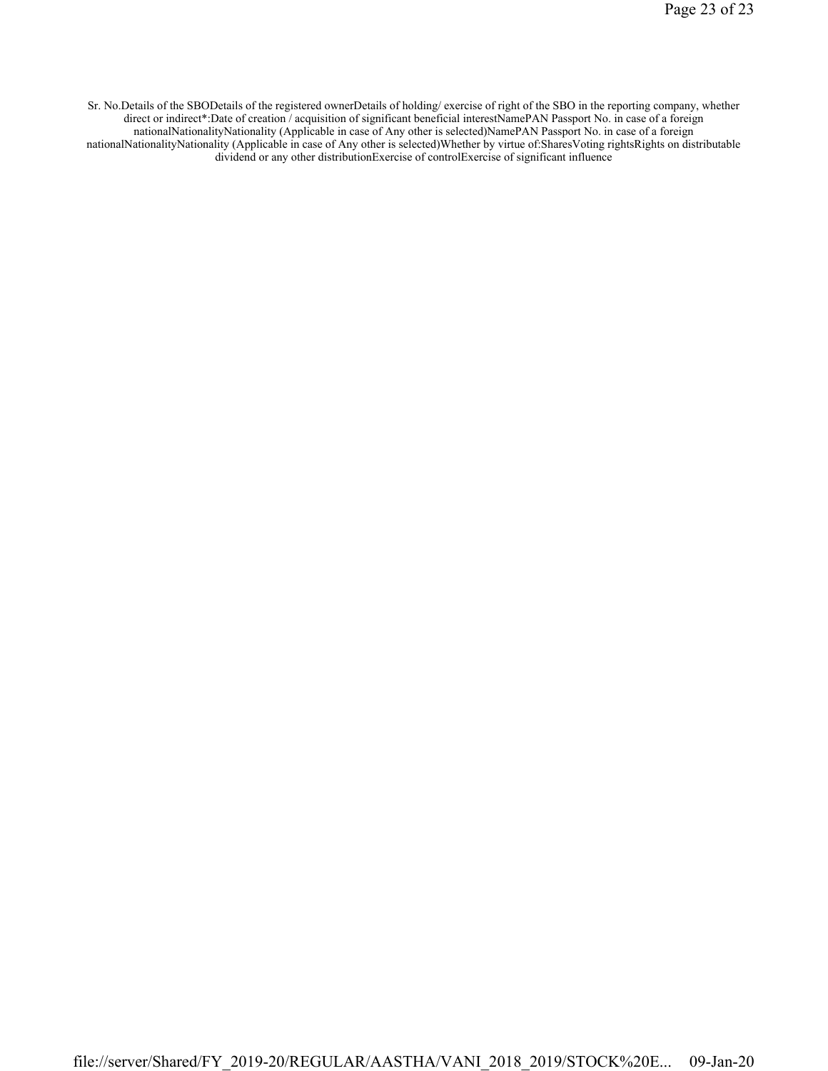Sr. No.Details of the SBODetails of the registered ownerDetails of holding/ exercise of right of the SBO in the reporting company, whether direct or indirect*:Date of creation / acquisition of significant beneficial interestNamePAN Passport No. in case of a foreign nationalNationalityNationality (Applicable in case of Any other is selected)NamePAN Passport No. in case of a foreign nationalNationalityNationality (Applicable in case of Any other is selected)Whether by virtue of:SharesVoting rightsRights on distributable dividend or any other distributionExercise of controlExercise of significant influence